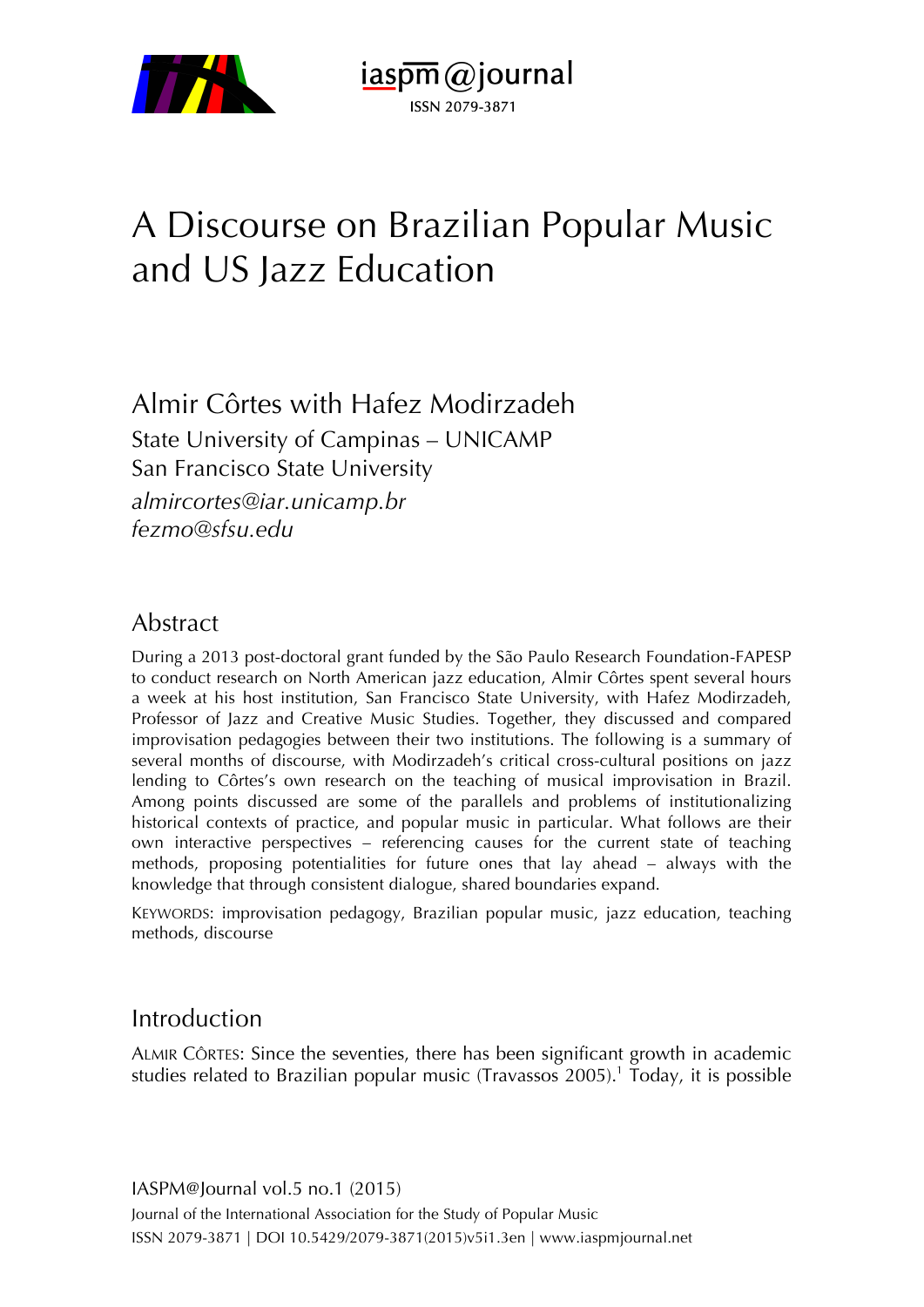# A Discourse on Brazilian Popular Music and US Jazz Education

Almir Côrtes with Hafez Modirzadeh

State University of Campinas – UNICAMP

San Francisco State University

*almircortes@iar.unicamp.br*

*fezmo@sfsu.edu*

## Abstract

During a 2013 post-doctoral grant funded by the São Paulo Research Foundation-FAPESP to conduct research on North American jazz education, Almir Côrtes spent several hours a week at his host institution, San Francisco State University, with Hafez Modirzadeh, Professor of Jazz and Creative Music Studies. Together, they discussed and compared improvisation pedagogies between their two institutions. The following is a summary of several months of discourse, with Modirzadeh's critical cross-cultural positions on jazz lending to Côrtes's own research on the teaching of musical improvisation in Brazil. Among points discussed are some of the parallels and problems of institutionalizing historical contexts of practice, and popular music in particular. What follows are their own interactive perspectives – referencing causes for the current state of teaching methods, proposing potentialities for future ones that lay ahead – always with the knowledge that through consistent dialogue, shared boundaries expand.

KEYWORDS: improvisation pedagogy, Brazilian popular music, jazz education, teaching methods, discourse

## Introduction

ALMIR CÔRTES: Since the seventies, there has been significant growth in academic studies related to Brazilian popular music (Travassos 2005).[1] Today, it is possible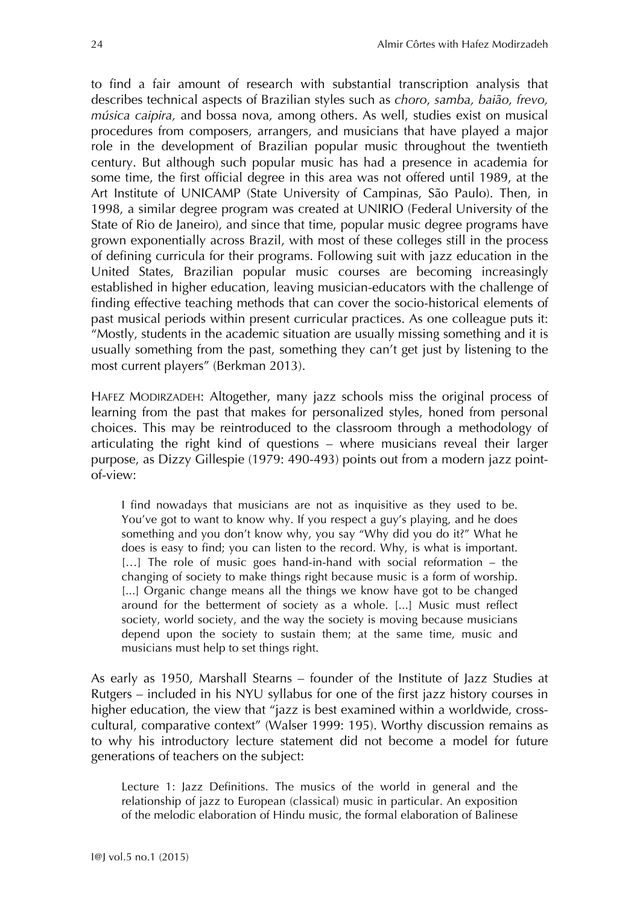to find a fair amount of research with substantial transcription analysis that describes technical aspects of Brazilian styles such as *choro*, *samba, baião, frevo, música caipira,* and bossa nova*,* among others. As well, studies exist on musical procedures from composers, arrangers, and musicians that have played a major role in the development of Brazilian popular music throughout the twentieth century. But although such popular music has had a presence in academia for some time, the first official degree in this area was not offered until 1989, at the Art Institute of UNICAMP (State University of Campinas, São Paulo). Then, in 1998, a similar degree program was created at UNIRIO (Federal University of the State of Rio de Janeiro), and since that time, popular music degree programs have grown exponentially across Brazil, with most of these colleges still in the process of defining curricula for their programs. Following suit with jazz education in the United States, Brazilian popular music courses are becoming increasingly established in higher education, leaving musician-educators with the challenge of finding effective teaching methods that can cover the socio-historical elements of past musical periods within present curricular practices. As one colleague puts it: "Mostly, students in the academic situation are usually missing something and it is usually something from the past, something they can't get just by listening to the most current players" (Berkman 2013).

HAFEZ MODIRZADEH: Altogether, many jazz schools miss the original process of learning from the past that makes for personalized styles, honed from personal choices. This may be reintroduced to the classroom through a methodology of articulating the right kind of questions – where musicians reveal their larger purpose, as Dizzy Gillespie (1979: 490-493) points out from a modern jazz point-of-view:

> I find nowadays that musicians are not as inquisitive as they used to be. You've got to want to know why. If you respect a guy's playing, and he does something and you don't know why, you say "Why did you do it?" What he does is easy to find; you can listen to the record. Why, is what is important. […] The role of music goes hand-in-hand with social reformation – the changing of society to make things right because music is a form of worship. [...] Organic change means all the things we know have got to be changed around for the betterment of society as a whole. [...] Music must reflect society, world society, and the way the society is moving because musicians depend upon the society to sustain them; at the same time, music and musicians must help to set things right.

As early as 1950, Marshall Stearns – founder of the Institute of Jazz Studies at Rutgers – included in his NYU syllabus for one of the first jazz history courses in higher education, the view that "jazz is best examined within a worldwide, cross-cultural, comparative context" (Walser 1999: 195). Worthy discussion remains as to why his introductory lecture statement did not become a model for future generations of teachers on the subject:

> Lecture 1: Jazz Definitions. The musics of the world in general and the relationship of jazz to European (classical) music in particular. An exposition of the melodic elaboration of Hindu music, the formal elaboration of Balinese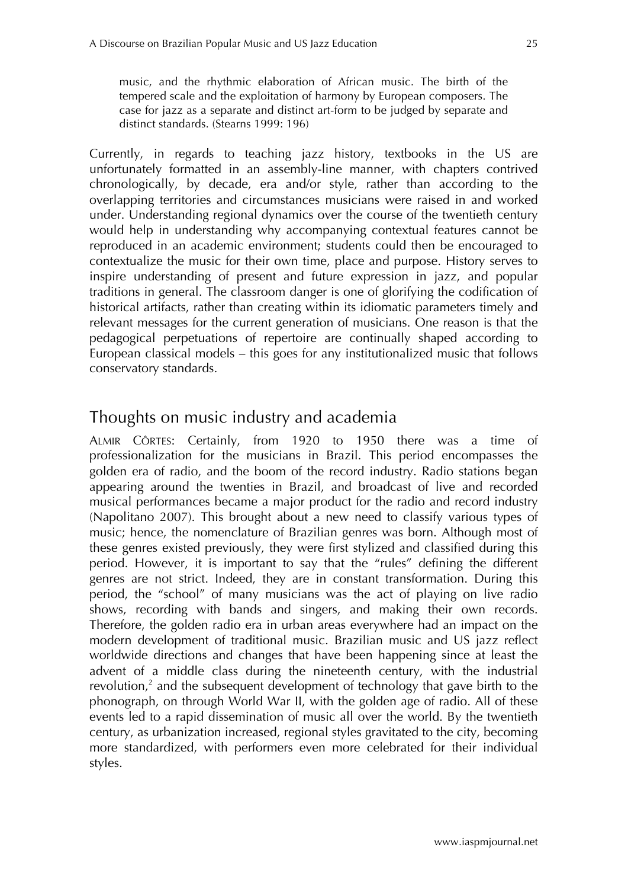> music, and the rhythmic elaboration of African music. The birth of the tempered scale and the exploitation of harmony by European composers. The case for jazz as a separate and distinct art-form to be judged by separate and distinct standards. (Stearns 1999: 196)

Currently, in regards to teaching jazz history, textbooks in the US are unfortunately formatted in an assembly-line manner, with chapters contrived chronologically, by decade, era and/or style, rather than according to the overlapping territories and circumstances musicians were raised in and worked under. Understanding regional dynamics over the course of the twentieth century would help in understanding why accompanying contextual features cannot be reproduced in an academic environment; students could then be encouraged to contextualize the music for their own time, place and purpose. History serves to inspire understanding of present and future expression in jazz, and popular traditions in general. The classroom danger is one of glorifying the codification of historical artifacts, rather than creating within its idiomatic parameters timely and relevant messages for the current generation of musicians. One reason is that the pedagogical perpetuations of repertoire are continually shaped according to European classical models – this goes for any institutionalized music that follows conservatory standards.

## Thoughts on music industry and academia

ALMIR CÔRTES: Certainly, from 1920 to 1950 there was a time of professionalization for the musicians in Brazil. This period encompasses the golden era of radio, and the boom of the record industry. Radio stations began appearing around the twenties in Brazil, and broadcast of live and recorded musical performances became a major product for the radio and record industry (Napolitano 2007). This brought about a new need to classify various types of music; hence, the nomenclature of Brazilian genres was born. Although most of these genres existed previously, they were first stylized and classified during this period. However, it is important to say that the "rules" defining the different genres are not strict. Indeed, they are in constant transformation. During this period, the "school" of many musicians was the act of playing on live radio shows, recording with bands and singers, and making their own records. Therefore, the golden radio era in urban areas everywhere had an impact on the modern development of traditional music. Brazilian music and US jazz reflect worldwide directions and changes that have been happening since at least the advent of a middle class during the nineteenth century, with the industrial revolution,[2] and the subsequent development of technology that gave birth to the phonograph, on through World War II, with the golden age of radio. All of these events led to a rapid dissemination of music all over the world. By the twentieth century, as urbanization increased, regional styles gravitated to the city, becoming more standardized, with performers even more celebrated for their individual styles.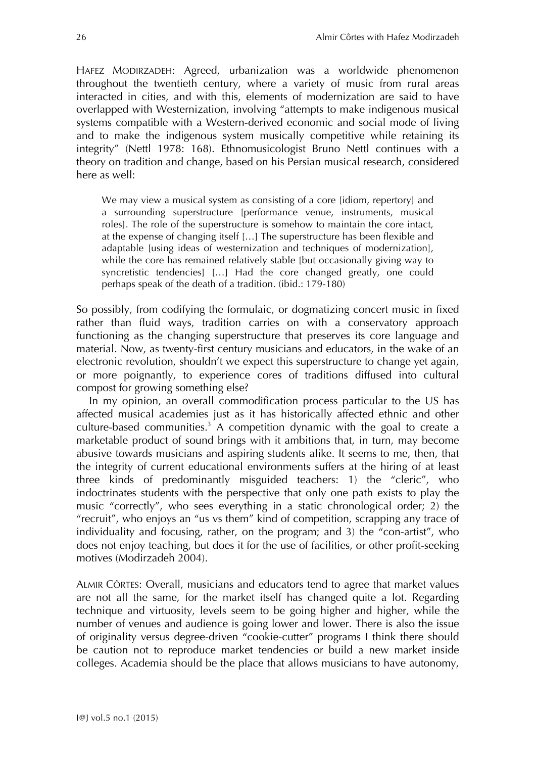HAFEZ MODIRZADEH: Agreed, urbanization was a worldwide phenomenon throughout the twentieth century, where a variety of music from rural areas interacted in cities, and with this, elements of modernization are said to have overlapped with Westernization, involving "attempts to make indigenous musical systems compatible with a Western-derived economic and social mode of living and to make the indigenous system musically competitive while retaining its integrity" (Nettl 1978: 168). Ethnomusicologist Bruno Nettl continues with a theory on tradition and change, based on his Persian musical research, considered here as well:

> We may view a musical system as consisting of a core [idiom, repertory] and a surrounding superstructure [performance venue, instruments, musical roles]. The role of the superstructure is somehow to maintain the core intact, at the expense of changing itself [...] The superstructure has been flexible and adaptable [using ideas of westernization and techniques of modernization], while the core has remained relatively stable [but occasionally giving way to syncretistic tendencies] [...] Had the core changed greatly, one could perhaps speak of the death of a tradition. (ibid.: 179-180)

So possibly, from codifying the formulaic, or dogmatizing concert music in fixed rather than fluid ways, tradition carries on with a conservatory approach functioning as the changing superstructure that preserves its core language and material. Now, as twenty-first century musicians and educators, in the wake of an electronic revolution, shouldn't we expect this superstructure to change yet again, or more poignantly, to experience cores of traditions diffused into cultural compost for growing something else?

In my opinion, an overall commodification process particular to the US has affected musical academies just as it has historically affected ethnic and other culture-based communities.[3] A competition dynamic with the goal to create a marketable product of sound brings with it ambitions that, in turn, may become abusive towards musicians and aspiring students alike. It seems to me, then, that the integrity of current educational environments suffers at the hiring of at least three kinds of predominantly misguided teachers: 1) the "cleric", who indoctrinates students with the perspective that only one path exists to play the music "correctly", who sees everything in a static chronological order; 2) the "recruit", who enjoys an "us vs them" kind of competition, scrapping any trace of individuality and focusing, rather, on the program; and 3) the "con-artist", who does not enjoy teaching, but does it for the use of facilities, or other profit-seeking motives (Modirzadeh 2004).

ALMIR CÔRTES: Overall, musicians and educators tend to agree that market values are not all the same, for the market itself has changed quite a lot. Regarding technique and virtuosity, levels seem to be going higher and higher, while the number of venues and audience is going lower and lower. There is also the issue of originality versus degree-driven "cookie-cutter" programs I think there should be caution not to reproduce market tendencies or build a new market inside colleges. Academia should be the place that allows musicians to have autonomy,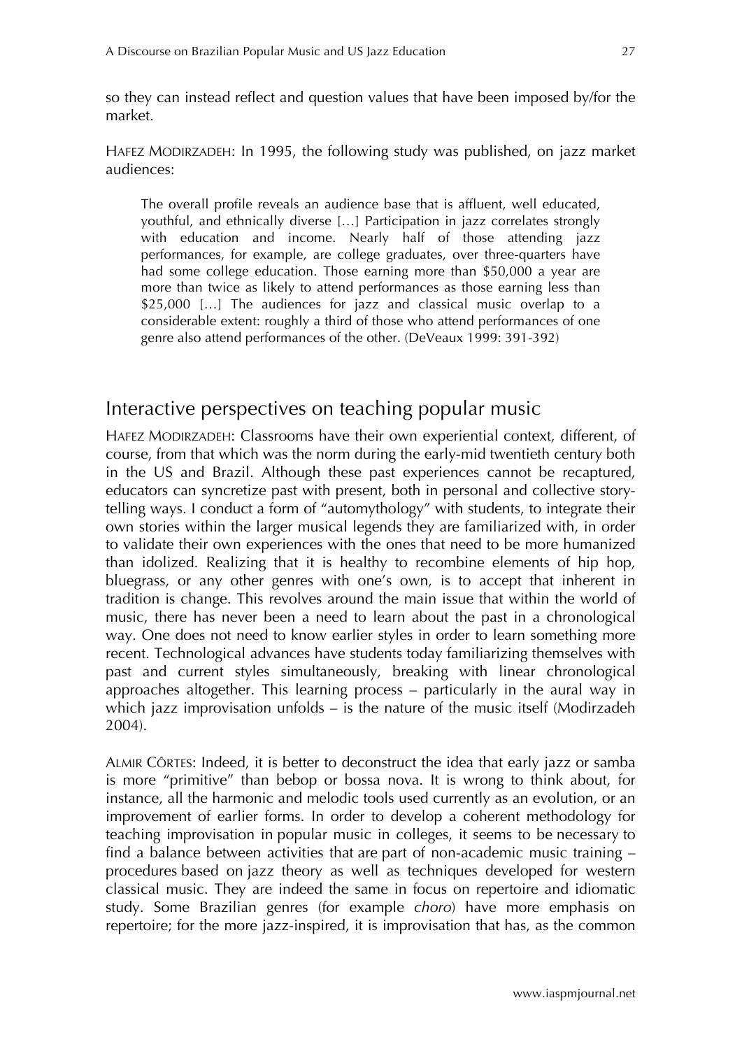so they can instead reflect and question values that have been imposed by/for the market.

HAFEZ MODIRZADEH: In 1995, the following study was published, on jazz market audiences:

> The overall profile reveals an audience base that is affluent, well educated, youthful, and ethnically diverse […] Participation in jazz correlates strongly with education and income. Nearly half of those attending jazz performances, for example, are college graduates, over three-quarters have had some college education. Those earning more than $50,000 a year are more than twice as likely to attend performances as those earning less than $25,000 […] The audiences for jazz and classical music overlap to a considerable extent: roughly a third of those who attend performances of one genre also attend performances of the other. (DeVeaux 1999: 391-392)

## Interactive perspectives on teaching popular music

HAFEZ MODIRZADEH: Classrooms have their own experiential context, different, of course, from that which was the norm during the early-mid twentieth century both in the US and Brazil. Although these past experiences cannot be recaptured, educators can syncretize past with present, both in personal and collective story-telling ways. I conduct a form of "automythology" with students, to integrate their own stories within the larger musical legends they are familiarized with, in order to validate their own experiences with the ones that need to be more humanized than idolized. Realizing that it is healthy to recombine elements of hip hop, bluegrass, or any other genres with one's own, is to accept that inherent in tradition is change. This revolves around the main issue that within the world of music, there has never been a need to learn about the past in a chronological way. One does not need to know earlier styles in order to learn something more recent. Technological advances have students today familiarizing themselves with past and current styles simultaneously, breaking with linear chronological approaches altogether. This learning process – particularly in the aural way in which jazz improvisation unfolds – is the nature of the music itself (Modirzadeh 2004).

ALMIR CÔRTES: Indeed, it is better to deconstruct the idea that early jazz or samba is more "primitive" than bebop or bossa nova. It is wrong to think about, for instance, all the harmonic and melodic tools used currently as an evolution, or an improvement of earlier forms. In order to develop a coherent methodology for teaching improvisation in popular music in colleges, it seems to be necessary to find a balance between activities that are part of non-academic music training – procedures based on jazz theory as well as techniques developed for western classical music. They are indeed the same in focus on repertoire and idiomatic study. Some Brazilian genres (for example *choro*) have more emphasis on repertoire; for the more jazz-inspired, it is improvisation that has, as the common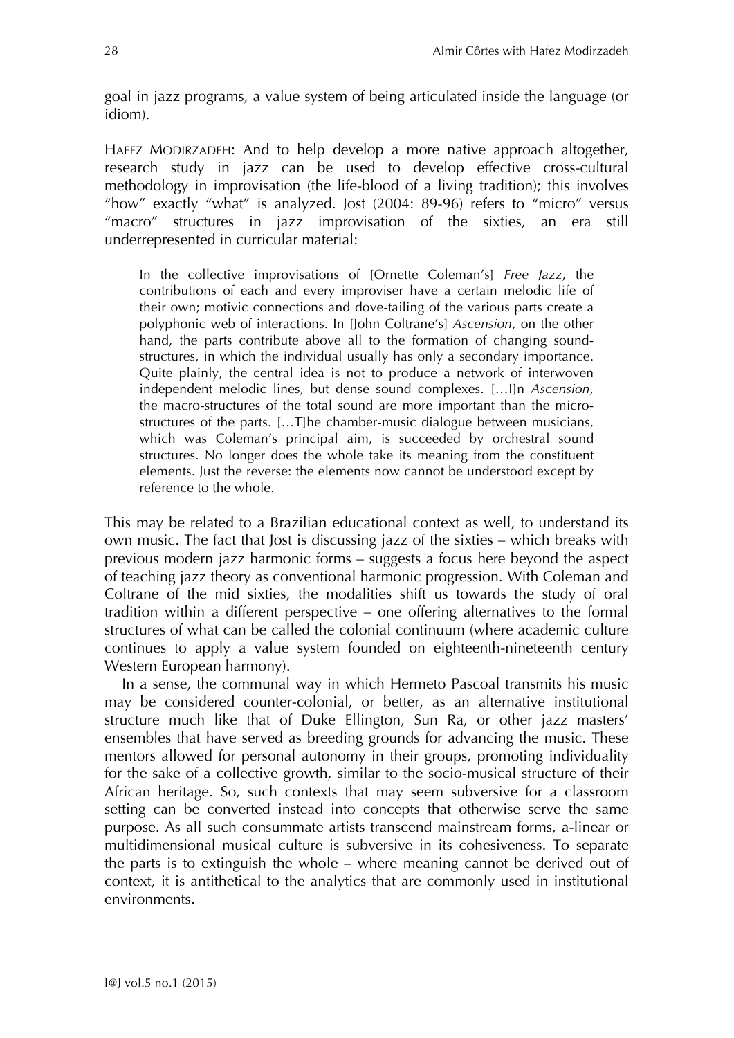goal in jazz programs, a value system of being articulated inside the language (or idiom).

HAFEZ MODIRZADEH: And to help develop a more native approach altogether, research study in jazz can be used to develop effective cross-cultural methodology in improvisation (the life-blood of a living tradition); this involves "how" exactly "what" is analyzed. Jost (2004: 89-96) refers to "micro" versus "macro" structures in jazz improvisation of the sixties, an era still underrepresented in curricular material:

> In the collective improvisations of [Ornette Coleman's] *Free Jazz*, the contributions of each and every improviser have a certain melodic life of their own; motivic connections and dove-tailing of the various parts create a polyphonic web of interactions. In [John Coltrane's] *Ascension*, on the other hand, the parts contribute above all to the formation of changing sound-structures, in which the individual usually has only a secondary importance. Quite plainly, the central idea is not to produce a network of interwoven independent melodic lines, but dense sound complexes. […I]n *Ascension*, the macro-structures of the total sound are more important than the micro-structures of the parts. […T]he chamber-music dialogue between musicians, which was Coleman's principal aim, is succeeded by orchestral sound structures. No longer does the whole take its meaning from the constituent elements. Just the reverse: the elements now cannot be understood except by reference to the whole.

This may be related to a Brazilian educational context as well, to understand its own music. The fact that Jost is discussing jazz of the sixties – which breaks with previous modern jazz harmonic forms – suggests a focus here beyond the aspect of teaching jazz theory as conventional harmonic progression. With Coleman and Coltrane of the mid sixties, the modalities shift us towards the study of oral tradition within a different perspective – one offering alternatives to the formal structures of what can be called the colonial continuum (where academic culture continues to apply a value system founded on eighteenth-nineteenth century Western European harmony).

In a sense, the communal way in which Hermeto Pascoal transmits his music may be considered counter-colonial, or better, as an alternative institutional structure much like that of Duke Ellington, Sun Ra, or other jazz masters' ensembles that have served as breeding grounds for advancing the music. These mentors allowed for personal autonomy in their groups, promoting individuality for the sake of a collective growth, similar to the socio-musical structure of their African heritage. So, such contexts that may seem subversive for a classroom setting can be converted instead into concepts that otherwise serve the same purpose. As all such consummate artists transcend mainstream forms, a-linear or multidimensional musical culture is subversive in its cohesiveness. To separate the parts is to extinguish the whole – where meaning cannot be derived out of context, it is antithetical to the analytics that are commonly used in institutional environments.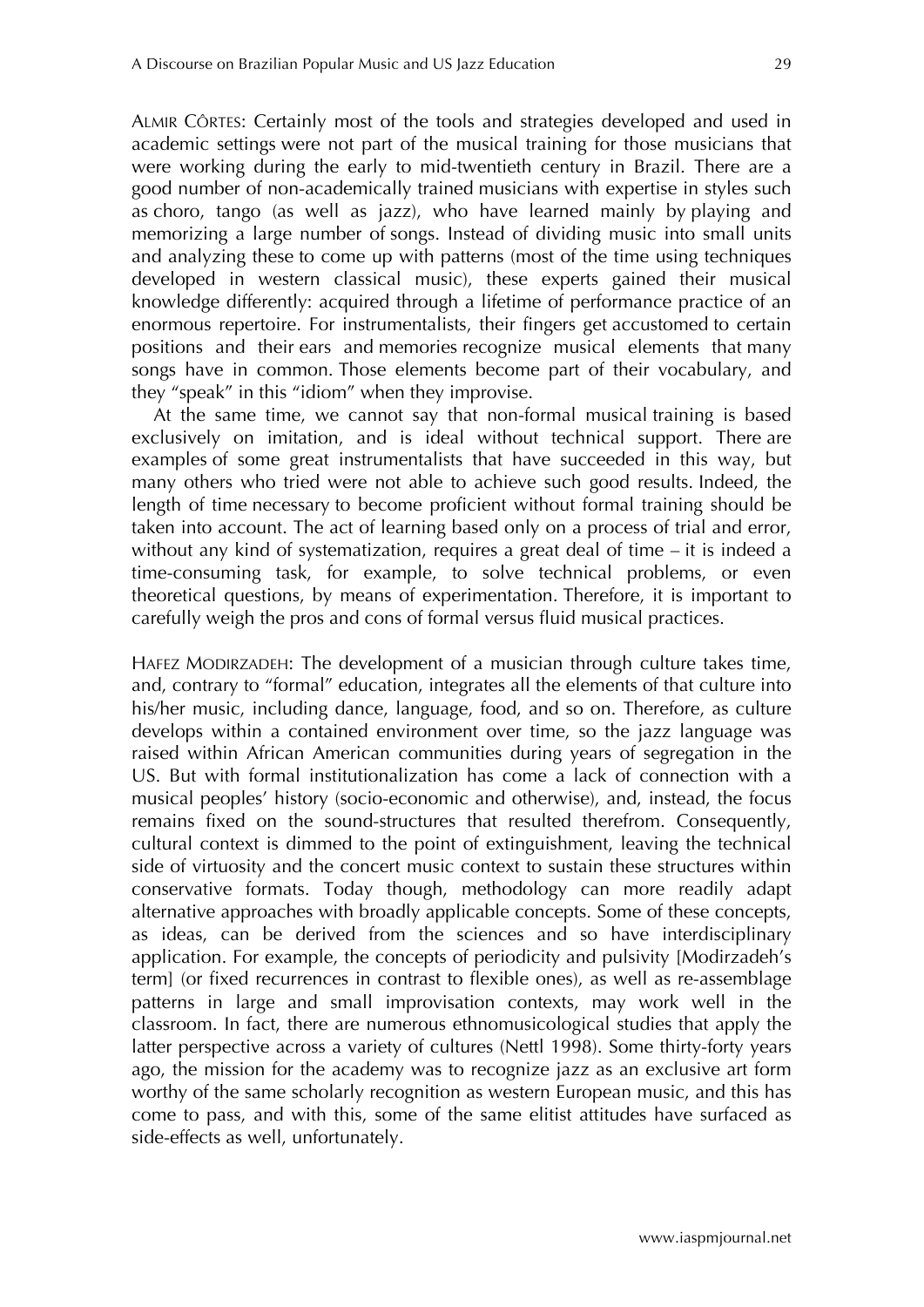ALMIR CÔRTES: Certainly most of the tools and strategies developed and used in academic settings were not part of the musical training for those musicians that were working during the early to mid-twentieth century in Brazil. There are a good number of non-academically trained musicians with expertise in styles such as choro, tango (as well as jazz), who have learned mainly by playing and memorizing a large number of songs. Instead of dividing music into small units and analyzing these to come up with patterns (most of the time using techniques developed in western classical music), these experts gained their musical knowledge differently: acquired through a lifetime of performance practice of an enormous repertoire. For instrumentalists, their fingers get accustomed to certain positions and their ears and memories recognize musical elements that many songs have in common. Those elements become part of their vocabulary, and they "speak" in this "idiom" when they improvise.

At the same time, we cannot say that non-formal musical training is based exclusively on imitation, and is ideal without technical support. There are examples of some great instrumentalists that have succeeded in this way, but many others who tried were not able to achieve such good results. Indeed, the length of time necessary to become proficient without formal training should be taken into account. The act of learning based only on a process of trial and error, without any kind of systematization, requires a great deal of time – it is indeed a time-consuming task, for example, to solve technical problems, or even theoretical questions, by means of experimentation. Therefore, it is important to carefully weigh the pros and cons of formal versus fluid musical practices.

HAFEZ MODIRZADEH: The development of a musician through culture takes time, and, contrary to "formal" education, integrates all the elements of that culture into his/her music, including dance, language, food, and so on. Therefore, as culture develops within a contained environment over time, so the jazz language was raised within African American communities during years of segregation in the US. But with formal institutionalization has come a lack of connection with a musical peoples' history (socio-economic and otherwise), and, instead, the focus remains fixed on the sound-structures that resulted therefrom. Consequently, cultural context is dimmed to the point of extinguishment, leaving the technical side of virtuosity and the concert music context to sustain these structures within conservative formats. Today though, methodology can more readily adapt alternative approaches with broadly applicable concepts. Some of these concepts, as ideas, can be derived from the sciences and so have interdisciplinary application. For example, the concepts of periodicity and pulsivity [Modirzadeh's term] (or fixed recurrences in contrast to flexible ones), as well as re-assemblage patterns in large and small improvisation contexts, may work well in the classroom. In fact, there are numerous ethnomusicological studies that apply the latter perspective across a variety of cultures (Nettl 1998). Some thirty-forty years ago, the mission for the academy was to recognize jazz as an exclusive art form worthy of the same scholarly recognition as western European music, and this has come to pass, and with this, some of the same elitist attitudes have surfaced as side-effects as well, unfortunately.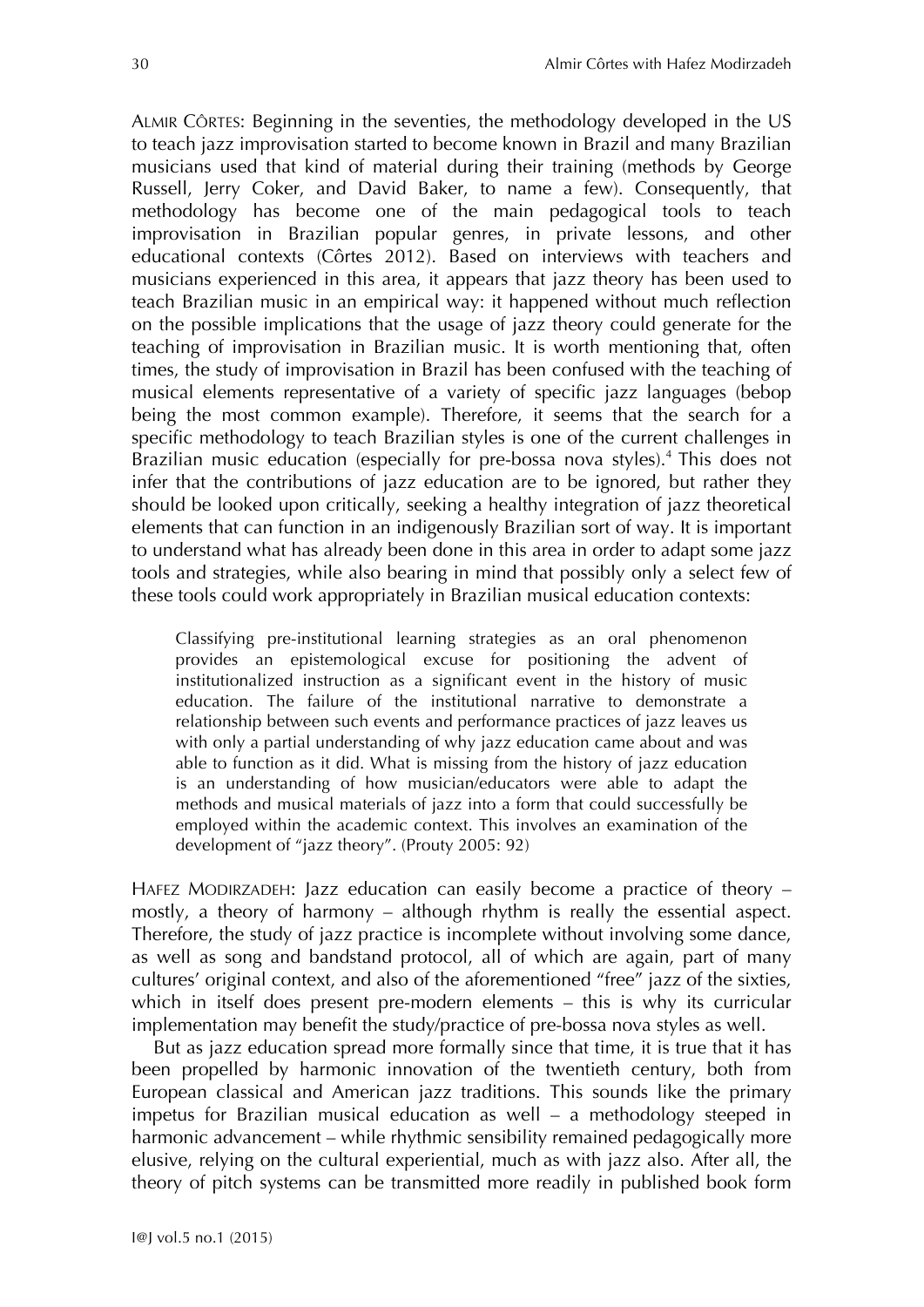ALMIR CÔRTES: Beginning in the seventies, the methodology developed in the US to teach jazz improvisation started to become known in Brazil and many Brazilian musicians used that kind of material during their training (methods by George Russell, Jerry Coker, and David Baker, to name a few). Consequently, that methodology has become one of the main pedagogical tools to teach improvisation in Brazilian popular genres, in private lessons, and other educational contexts (Côrtes 2012). Based on interviews with teachers and musicians experienced in this area, it appears that jazz theory has been used to teach Brazilian music in an empirical way: it happened without much reflection on the possible implications that the usage of jazz theory could generate for the teaching of improvisation in Brazilian music. It is worth mentioning that, often times, the study of improvisation in Brazil has been confused with the teaching of musical elements representative of a variety of specific jazz languages (bebop being the most common example). Therefore, it seems that the search for a specific methodology to teach Brazilian styles is one of the current challenges in Brazilian music education (especially for pre-bossa nova styles).[4] This does not infer that the contributions of jazz education are to be ignored, but rather they should be looked upon critically, seeking a healthy integration of jazz theoretical elements that can function in an indigenously Brazilian sort of way. It is important to understand what has already been done in this area in order to adapt some jazz tools and strategies, while also bearing in mind that possibly only a select few of these tools could work appropriately in Brazilian musical education contexts:

> Classifying pre-institutional learning strategies as an oral phenomenon provides an epistemological excuse for positioning the advent of institutionalized instruction as a significant event in the history of music education. The failure of the institutional narrative to demonstrate a relationship between such events and performance practices of jazz leaves us with only a partial understanding of why jazz education came about and was able to function as it did. What is missing from the history of jazz education is an understanding of how musician/educators were able to adapt the methods and musical materials of jazz into a form that could successfully be employed within the academic context. This involves an examination of the development of "jazz theory". (Prouty 2005: 92)

HAFEZ MODIRZADEH: Jazz education can easily become a practice of theory – mostly, a theory of harmony – although rhythm is really the essential aspect. Therefore, the study of jazz practice is incomplete without involving some dance, as well as song and bandstand protocol, all of which are again, part of many cultures' original context, and also of the aforementioned "free" jazz of the sixties, which in itself does present pre-modern elements – this is why its curricular implementation may benefit the study/practice of pre-bossa nova styles as well.

But as jazz education spread more formally since that time, it is true that it has been propelled by harmonic innovation of the twentieth century, both from European classical and American jazz traditions. This sounds like the primary impetus for Brazilian musical education as well – a methodology steeped in harmonic advancement – while rhythmic sensibility remained pedagogically more elusive, relying on the cultural experiential, much as with jazz also. After all, the theory of pitch systems can be transmitted more readily in published book form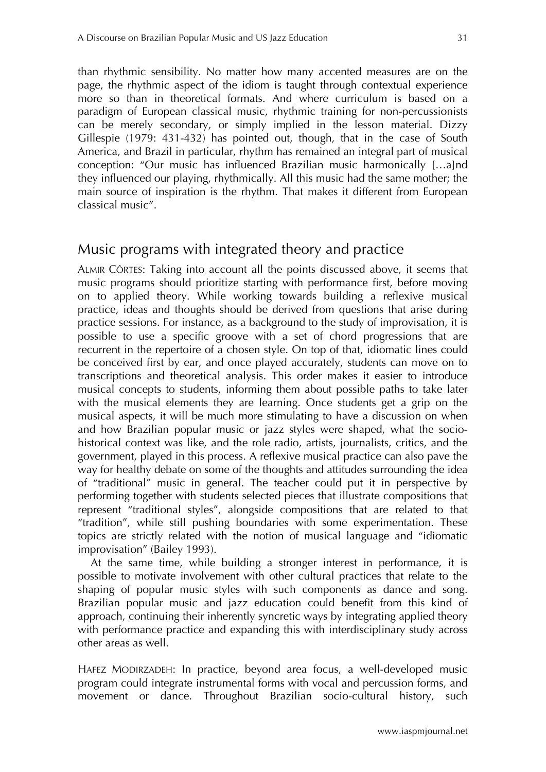than rhythmic sensibility. No matter how many accented measures are on the page, the rhythmic aspect of the idiom is taught through contextual experience more so than in theoretical formats. And where curriculum is based on a paradigm of European classical music, rhythmic training for non-percussionists can be merely secondary, or simply implied in the lesson material. Dizzy Gillespie (1979: 431-432) has pointed out, though, that in the case of South America, and Brazil in particular, rhythm has remained an integral part of musical conception: "Our music has influenced Brazilian music harmonically […a]nd they influenced our playing, rhythmically. All this music had the same mother; the main source of inspiration is the rhythm. That makes it different from European classical music".

## Music programs with integrated theory and practice

ALMIR CÔRTES: Taking into account all the points discussed above, it seems that music programs should prioritize starting with performance first, before moving on to applied theory. While working towards building a reflexive musical practice, ideas and thoughts should be derived from questions that arise during practice sessions. For instance, as a background to the study of improvisation, it is possible to use a specific groove with a set of chord progressions that are recurrent in the repertoire of a chosen style. On top of that, idiomatic lines could be conceived first by ear, and once played accurately, students can move on to transcriptions and theoretical analysis. This order makes it easier to introduce musical concepts to students, informing them about possible paths to take later with the musical elements they are learning. Once students get a grip on the musical aspects, it will be much more stimulating to have a discussion on when and how Brazilian popular music or jazz styles were shaped, what the socio-historical context was like, and the role radio, artists, journalists, critics, and the government, played in this process. A reflexive musical practice can also pave the way for healthy debate on some of the thoughts and attitudes surrounding the idea of "traditional" music in general. The teacher could put it in perspective by performing together with students selected pieces that illustrate compositions that represent "traditional styles", alongside compositions that are related to that "tradition", while still pushing boundaries with some experimentation. These topics are strictly related with the notion of musical language and "idiomatic improvisation" (Bailey 1993).

At the same time, while building a stronger interest in performance, it is possible to motivate involvement with other cultural practices that relate to the shaping of popular music styles with such components as dance and song. Brazilian popular music and jazz education could benefit from this kind of approach, continuing their inherently syncretic ways by integrating applied theory with performance practice and expanding this with interdisciplinary study across other areas as well.

HAFEZ MODIRZADEH: In practice, beyond area focus, a well-developed music program could integrate instrumental forms with vocal and percussion forms, and movement or dance. Throughout Brazilian socio-cultural history, such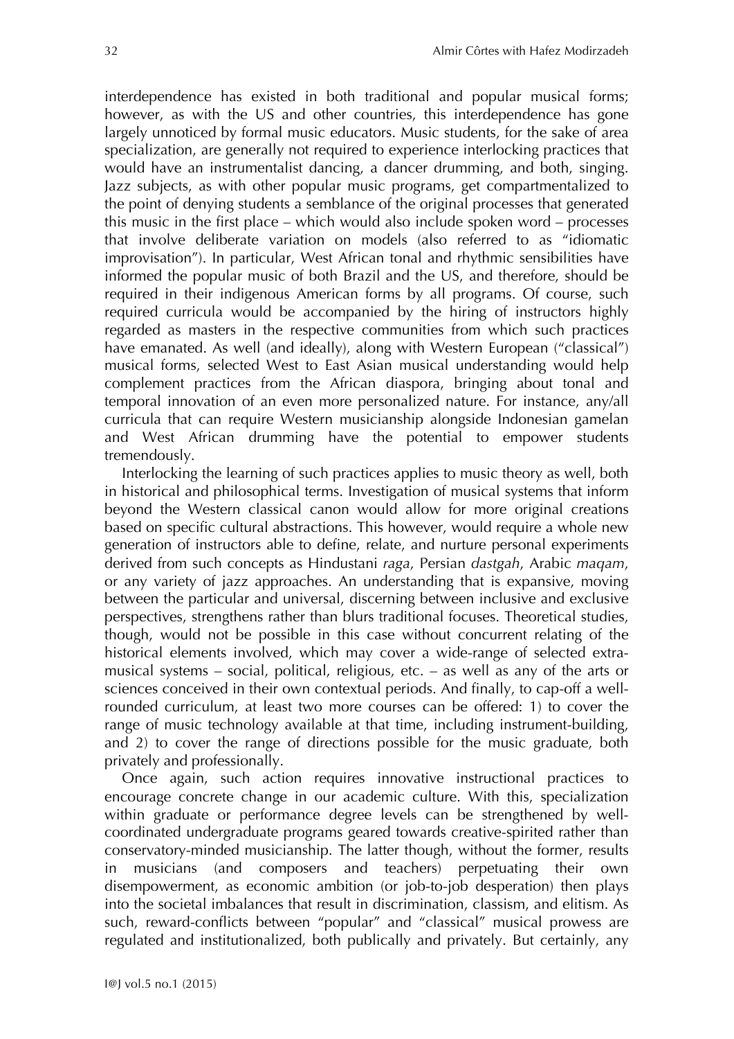interdependence has existed in both traditional and popular musical forms; however, as with the US and other countries, this interdependence has gone largely unnoticed by formal music educators. Music students, for the sake of area specialization, are generally not required to experience interlocking practices that would have an instrumentalist dancing, a dancer drumming, and both, singing. Jazz subjects, as with other popular music programs, get compartmentalized to the point of denying students a semblance of the original processes that generated this music in the first place – which would also include spoken word – processes that involve deliberate variation on models (also referred to as "idiomatic improvisation"). In particular, West African tonal and rhythmic sensibilities have informed the popular music of both Brazil and the US, and therefore, should be required in their indigenous American forms by all programs. Of course, such required curricula would be accompanied by the hiring of instructors highly regarded as masters in the respective communities from which such practices have emanated. As well (and ideally), along with Western European ("classical") musical forms, selected West to East Asian musical understanding would help complement practices from the African diaspora, bringing about tonal and temporal innovation of an even more personalized nature. For instance, any/all curricula that can require Western musicianship alongside Indonesian gamelan and West African drumming have the potential to empower students tremendously.

Interlocking the learning of such practices applies to music theory as well, both in historical and philosophical terms. Investigation of musical systems that inform beyond the Western classical canon would allow for more original creations based on specific cultural abstractions. This however, would require a whole new generation of instructors able to define, relate, and nurture personal experiments derived from such concepts as Hindustani *raga*, Persian *dastgah*, Arabic *maqam*, or any variety of jazz approaches. An understanding that is expansive, moving between the particular and universal, discerning between inclusive and exclusive perspectives, strengthens rather than blurs traditional focuses. Theoretical studies, though, would not be possible in this case without concurrent relating of the historical elements involved, which may cover a wide-range of selected extra-musical systems – social, political, religious, etc. – as well as any of the arts or sciences conceived in their own contextual periods. And finally, to cap-off a well-rounded curriculum, at least two more courses can be offered: 1) to cover the range of music technology available at that time, including instrument-building, and 2) to cover the range of directions possible for the music graduate, both privately and professionally.

Once again, such action requires innovative instructional practices to encourage concrete change in our academic culture. With this, specialization within graduate or performance degree levels can be strengthened by well-coordinated undergraduate programs geared towards creative-spirited rather than conservatory-minded musicianship. The latter though, without the former, results in musicians (and composers and teachers) perpetuating their own disempowerment, as economic ambition (or job-to-job desperation) then plays into the societal imbalances that result in discrimination, classism, and elitism. As such, reward-conflicts between "popular" and "classical" musical prowess are regulated and institutionalized, both publically and privately. But certainly, any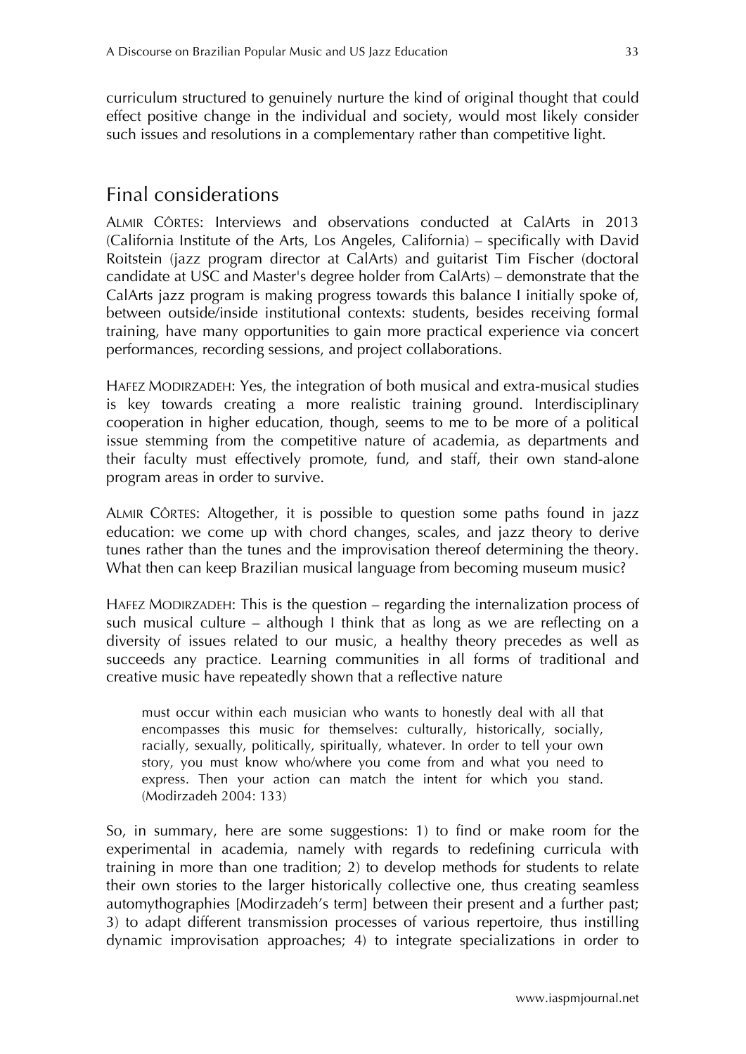curriculum structured to genuinely nurture the kind of original thought that could effect positive change in the individual and society, would most likely consider such issues and resolutions in a complementary rather than competitive light.

## Final considerations

ALMIR CÔRTES: Interviews and observations conducted at CalArts in 2013 (California Institute of the Arts, Los Angeles, California) – specifically with David Roitstein (jazz program director at CalArts) and guitarist Tim Fischer (doctoral candidate at USC and Master's degree holder from CalArts) – demonstrate that the CalArts jazz program is making progress towards this balance I initially spoke of, between outside/inside institutional contexts: students, besides receiving formal training, have many opportunities to gain more practical experience via concert performances, recording sessions, and project collaborations.

HAFEZ MODIRZADEH: Yes, the integration of both musical and extra-musical studies is key towards creating a more realistic training ground. Interdisciplinary cooperation in higher education, though, seems to me to be more of a political issue stemming from the competitive nature of academia, as departments and their faculty must effectively promote, fund, and staff, their own stand-alone program areas in order to survive.

ALMIR CÔRTES: Altogether, it is possible to question some paths found in jazz education: we come up with chord changes, scales, and jazz theory to derive tunes rather than the tunes and the improvisation thereof determining the theory. What then can keep Brazilian musical language from becoming museum music?

HAFEZ MODIRZADEH: This is the question – regarding the internalization process of such musical culture – although I think that as long as we are reflecting on a diversity of issues related to our music, a healthy theory precedes as well as succeeds any practice. Learning communities in all forms of traditional and creative music have repeatedly shown that a reflective nature

> must occur within each musician who wants to honestly deal with all that encompasses this music for themselves: culturally, historically, socially, racially, sexually, politically, spiritually, whatever. In order to tell your own story, you must know who/where you come from and what you need to express. Then your action can match the intent for which you stand. (Modirzadeh 2004: 133)

So, in summary, here are some suggestions: 1) to find or make room for the experimental in academia, namely with regards to redefining curricula with training in more than one tradition; 2) to develop methods for students to relate their own stories to the larger historically collective one, thus creating seamless automythographies [Modirzadeh's term] between their present and a further past; 3) to adapt different transmission processes of various repertoire, thus instilling dynamic improvisation approaches; 4) to integrate specializations in order to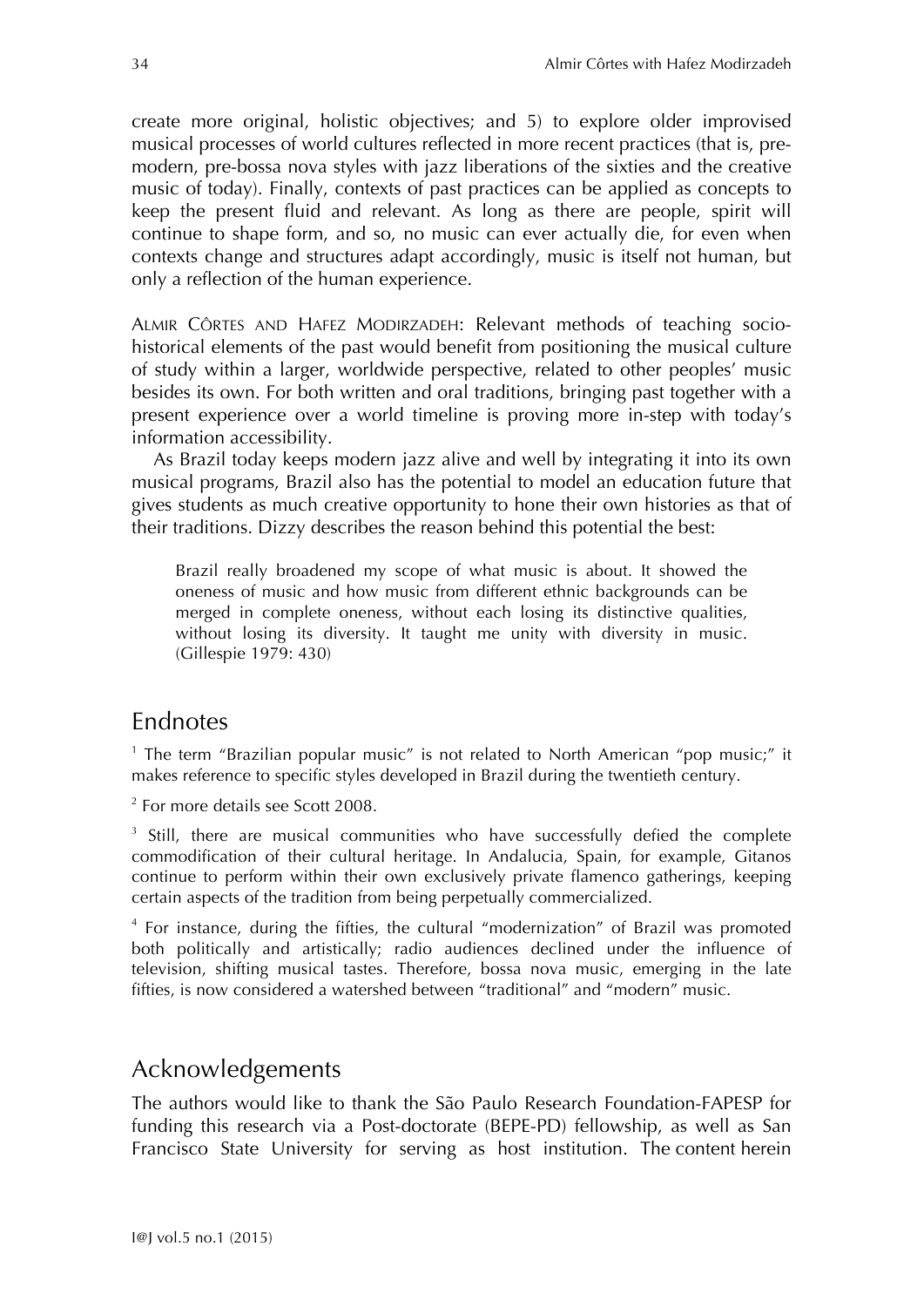create more original, holistic objectives; and 5) to explore older improvised musical processes of world cultures reflected in more recent practices (that is, pre-modern, pre-bossa nova styles with jazz liberations of the sixties and the creative music of today). Finally, contexts of past practices can be applied as concepts to keep the present fluid and relevant. As long as there are people, spirit will continue to shape form, and so, no music can ever actually die, for even when contexts change and structures adapt accordingly, music is itself not human, but only a reflection of the human experience.

ALMIR CÔRTES AND HAFEZ MODIRZADEH: Relevant methods of teaching socio-historical elements of the past would benefit from positioning the musical culture of study within a larger, worldwide perspective, related to other peoples' music besides its own. For both written and oral traditions, bringing past together with a present experience over a world timeline is proving more in-step with today's information accessibility.

As Brazil today keeps modern jazz alive and well by integrating it into its own musical programs, Brazil also has the potential to model an education future that gives students as much creative opportunity to hone their own histories as that of their traditions. Dizzy describes the reason behind this potential the best:

> Brazil really broadened my scope of what music is about. It showed the oneness of music and how music from different ethnic backgrounds can be merged in complete oneness, without each losing its distinctive qualities, without losing its diversity. It taught me unity with diversity in music. (Gillespie 1979: 430)

## Endnotes

[1] The term "Brazilian popular music" is not related to North American "pop music;" it makes reference to specific styles developed in Brazil during the twentieth century.

[2] For more details see Scott 2008.

[3] Still, there are musical communities who have successfully defied the complete commodification of their cultural heritage. In Andalucia, Spain, for example, Gitanos continue to perform within their own exclusively private flamenco gatherings, keeping certain aspects of the tradition from being perpetually commercialized.

[4] For instance, during the fifties, the cultural "modernization" of Brazil was promoted both politically and artistically; radio audiences declined under the influence of television, shifting musical tastes. Therefore, bossa nova music, emerging in the late fifties, is now considered a watershed between "traditional" and "modern" music.

## Acknowledgements

The authors would like to thank the São Paulo Research Foundation-FAPESP for funding this research via a Post-doctorate (BEPE-PD) fellowship, as well as San Francisco State University for serving as host institution. The content herein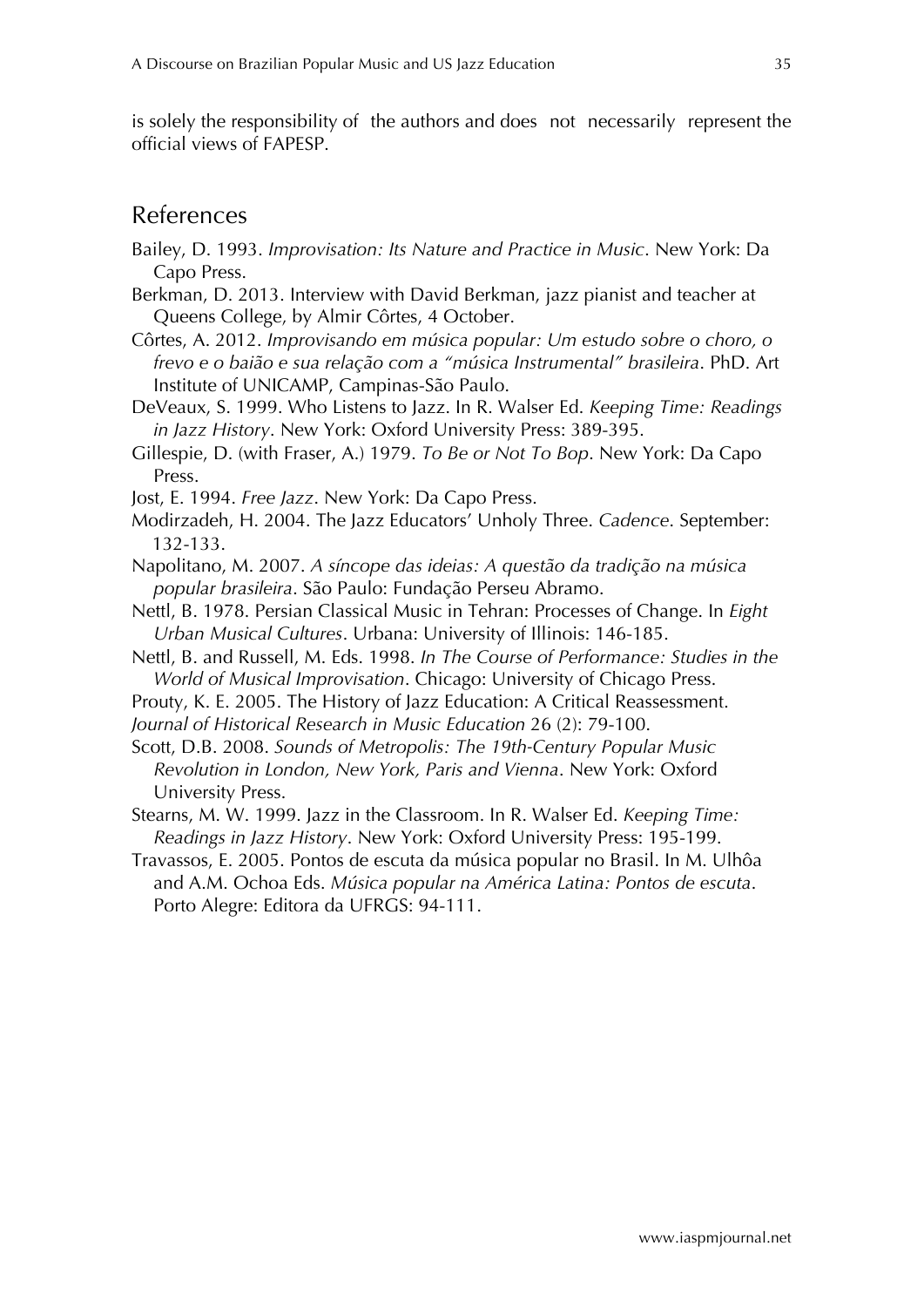is solely the responsibility of the authors and does not necessarily represent the official views of FAPESP.

## References

Bailey, D. 1993. *Improvisation: Its Nature and Practice in Music*. New York: Da Capo Press.

Berkman, D. 2013. Interview with David Berkman, jazz pianist and teacher at Queens College, by Almir Côrtes, 4 October.

Côrtes, A. 2012. *Improvisando em música popular: Um estudo sobre o choro, o frevo e o baião e sua relação com a "música Instrumental" brasileira*. PhD. Art Institute of UNICAMP, Campinas-São Paulo.

DeVeaux, S. 1999. Who Listens to Jazz. In R. Walser Ed. *Keeping Time: Readings in Jazz History*. New York: Oxford University Press: 389-395.

Gillespie, D. (with Fraser, A.) 1979. *To Be or Not To Bop*. New York: Da Capo Press.

Jost, E. 1994. *Free Jazz*. New York: Da Capo Press.

Modirzadeh, H. 2004. The Jazz Educators' Unholy Three. *Cadence*. September: 132-133.

Napolitano, M. 2007. *A síncope das ideias: A questão da tradição na música popular brasileira*. São Paulo: Fundação Perseu Abramo.

Nettl, B. 1978. Persian Classical Music in Tehran: Processes of Change. In *Eight Urban Musical Cultures*. Urbana: University of Illinois: 146-185.

Nettl, B. and Russell, M. Eds. 1998. *In The Course of Performance: Studies in the World of Musical Improvisation*. Chicago: University of Chicago Press.

Prouty, K. E. 2005. The History of Jazz Education: A Critical Reassessment. *Journal of Historical Research in Music Education* 26 (2): 79-100.

Scott, D.B. 2008. *Sounds of Metropolis: The 19th-Century Popular Music Revolution in London, New York, Paris and Vienna*. New York: Oxford University Press.

Stearns, M. W. 1999. Jazz in the Classroom. In R. Walser Ed. *Keeping Time: Readings in Jazz History*. New York: Oxford University Press: 195-199.

Travassos, E. 2005. Pontos de escuta da música popular no Brasil. In M. Ulhôa and A.M. Ochoa Eds. *Música popular na América Latina: Pontos de escuta*. Porto Alegre: Editora da UFRGS: 94-111.